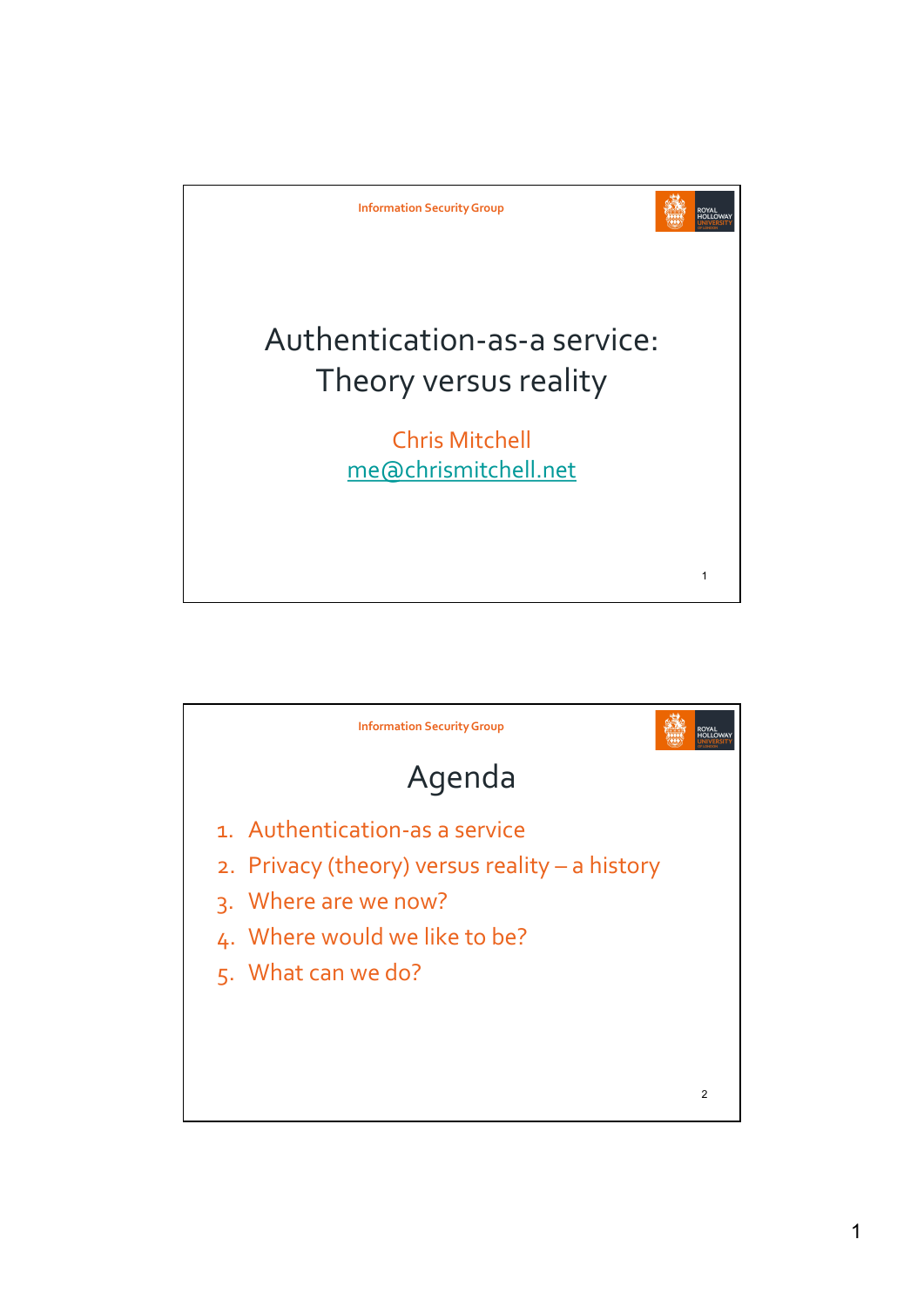Information Security Group

# Authentication-as-a service: Theory versus reality

Chris Mitchell
me@chrismitchell.net

Information Security Group

## Agenda

1. Authentication-as a service
2. Privacy (theory) versus reality – a history
3. Where are we now?
4. Where would we like to be?
5. What can we do?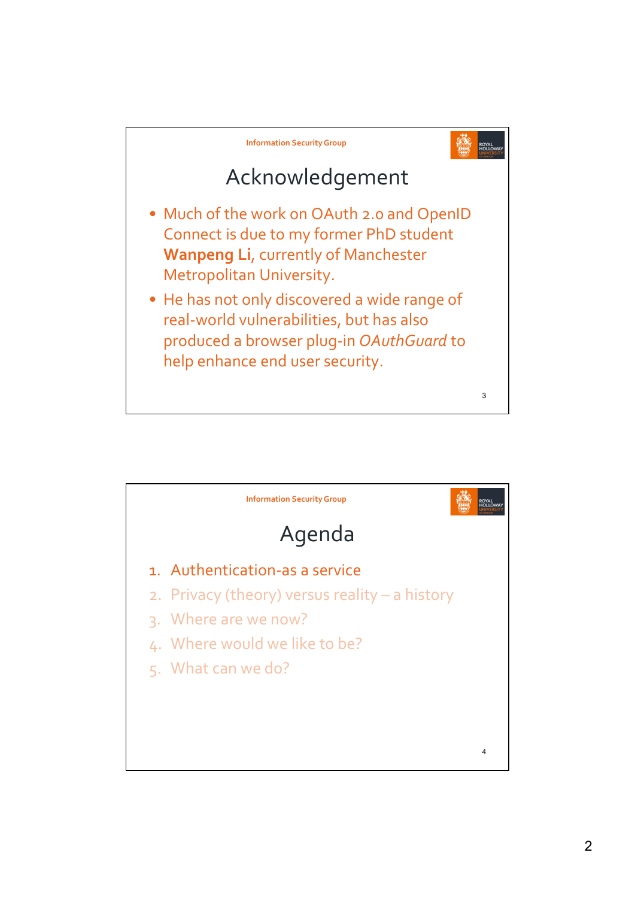## Acknowledgement

- Much of the work on OAuth 2.0 and OpenID Connect is due to my former PhD student **Wanpeng Li**, currently of Manchester Metropolitan University.
- He has not only discovered a wide range of real-world vulnerabilities, but has also produced a browser plug-in *OAuthGuard* to help enhance end user security.

## Agenda

1. Authentication-as a service
2. Privacy (theory) versus reality – a history
3. Where are we now?
4. Where would we like to be?
5. What can we do?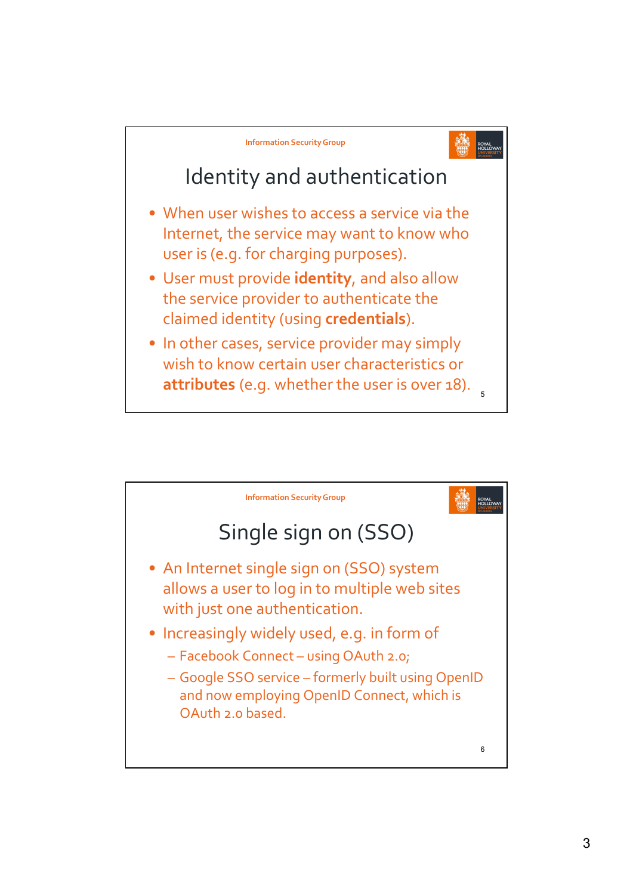## Identity and authentication

- When user wishes to access a service via the Internet, the service may want to know who user is (e.g. for charging purposes).
- User must provide **identity**, and also allow the service provider to authenticate the claimed identity (using **credentials**).
- In other cases, service provider may simply wish to know certain user characteristics or **attributes** (e.g. whether the user is over 18).

## Single sign on (SSO)

- An Internet single sign on (SSO) system allows a user to log in to multiple web sites with just one authentication.
- Increasingly widely used, e.g. in form of
  - Facebook Connect – using OAuth 2.0;
  - Google SSO service – formerly built using OpenID and now employing OpenID Connect, which is OAuth 2.0 based.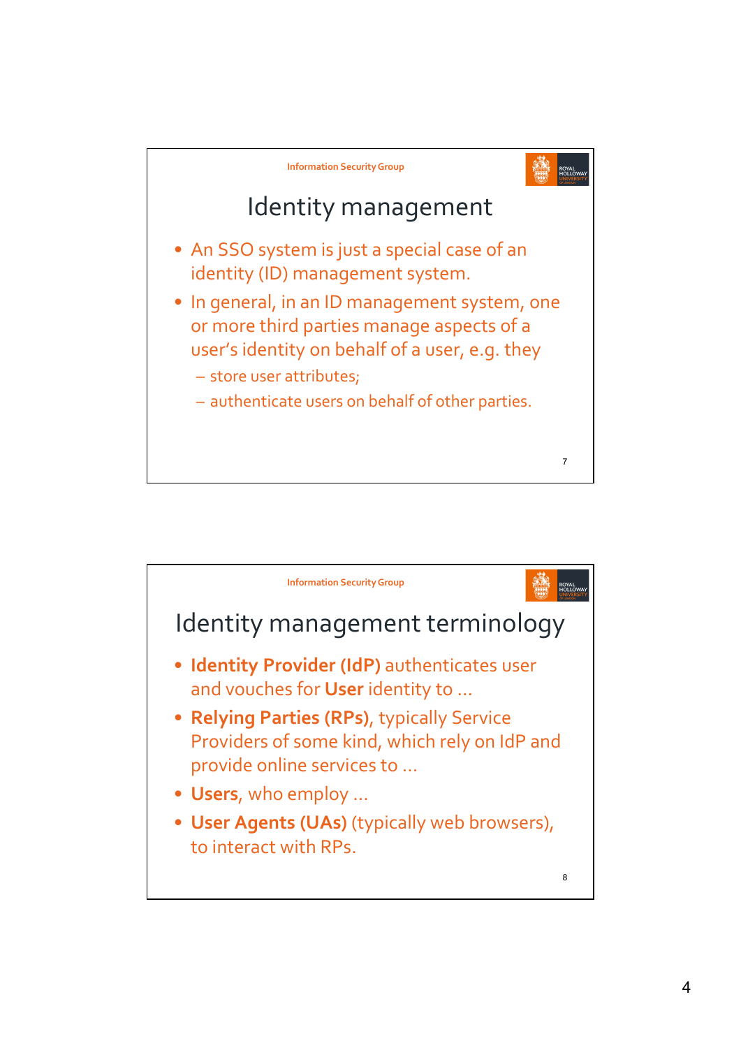## Identity management

- An SSO system is just a special case of an identity (ID) management system.
- In general, in an ID management system, one or more third parties manage aspects of a user's identity on behalf of a user, e.g. they
  - store user attributes;
  - authenticate users on behalf of other parties.

## Identity management terminology

- **Identity Provider (IdP)** authenticates user and vouches for **User** identity to …
- **Relying Parties (RPs)**, typically Service Providers of some kind, which rely on IdP and provide online services to …
- **Users**, who employ …
- **User Agents (UAs)** (typically web browsers), to interact with RPs.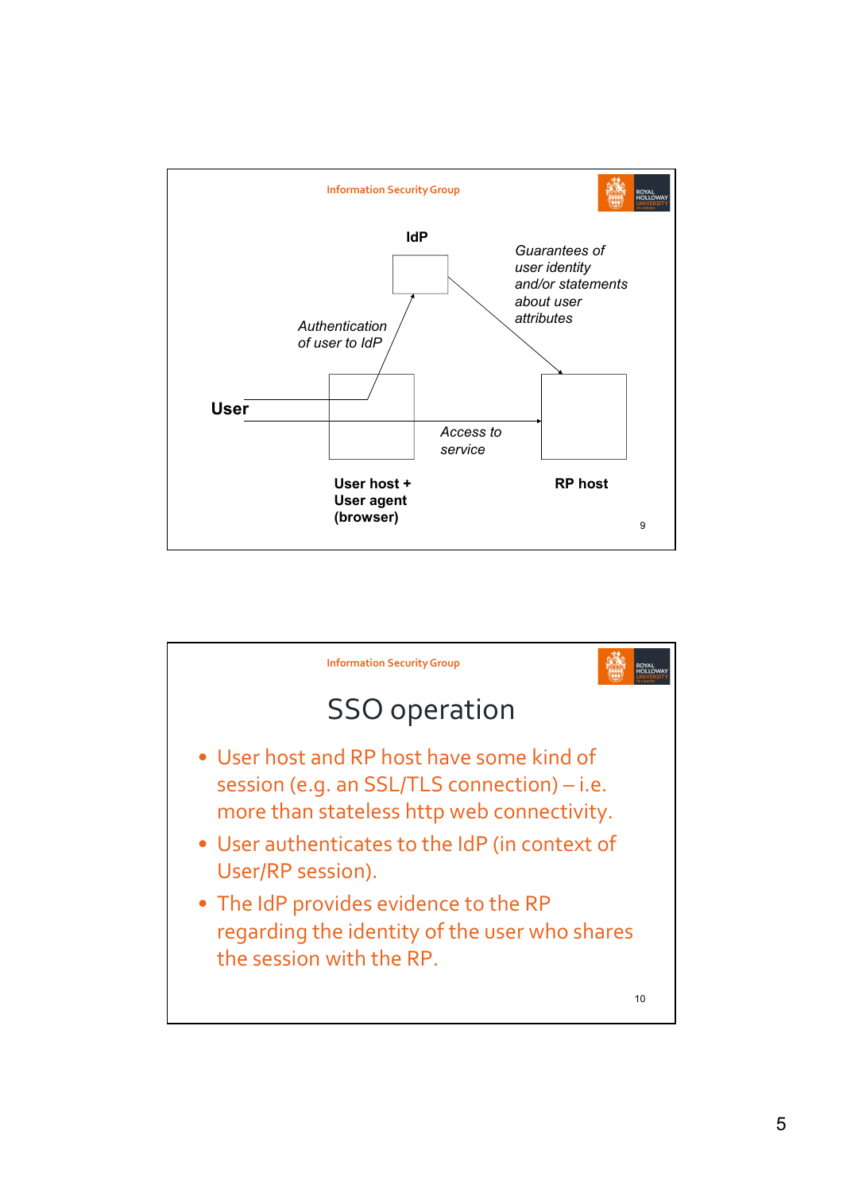Information Security Group

IdP

*Guarantees of user identity and/or statements about user attributes*

*Authentication of user to IdP*

**User**

*Access to service*

**User host + User agent (browser)**

**RP host**

Information Security Group

# SSO operation

- User host and RP host have some kind of session (e.g. an SSL/TLS connection) – i.e. more than stateless http web connectivity.
- User authenticates to the IdP (in context of User/RP session).
- The IdP provides evidence to the RP regarding the identity of the user who shares the session with the RP.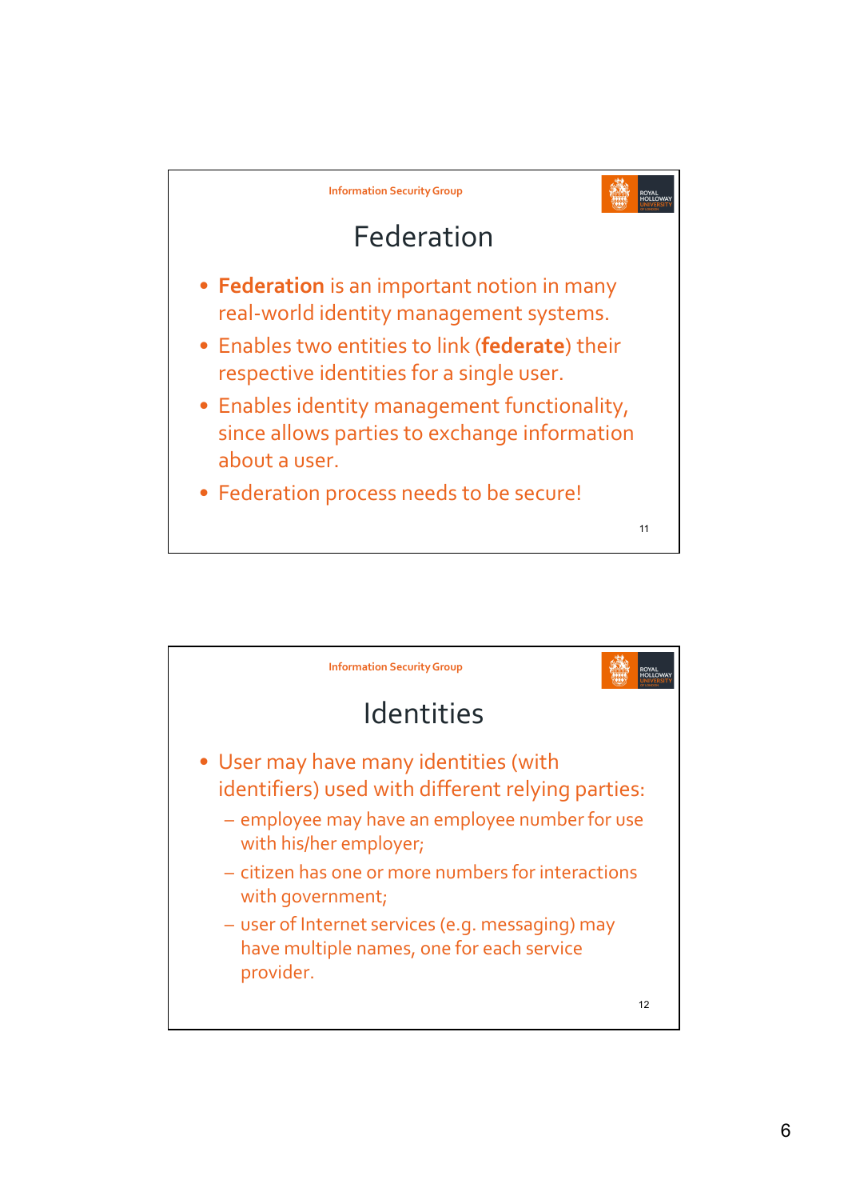## Federation

- **Federation** is an important notion in many real-world identity management systems.
- Enables two entities to link (**federate**) their respective identities for a single user.
- Enables identity management functionality, since allows parties to exchange information about a user.
- Federation process needs to be secure!

## Identities

- User may have many identities (with identifiers) used with different relying parties:
  - employee may have an employee number for use with his/her employer;
  - citizen has one or more numbers for interactions with government;
  - user of Internet services (e.g. messaging) may have multiple names, one for each service provider.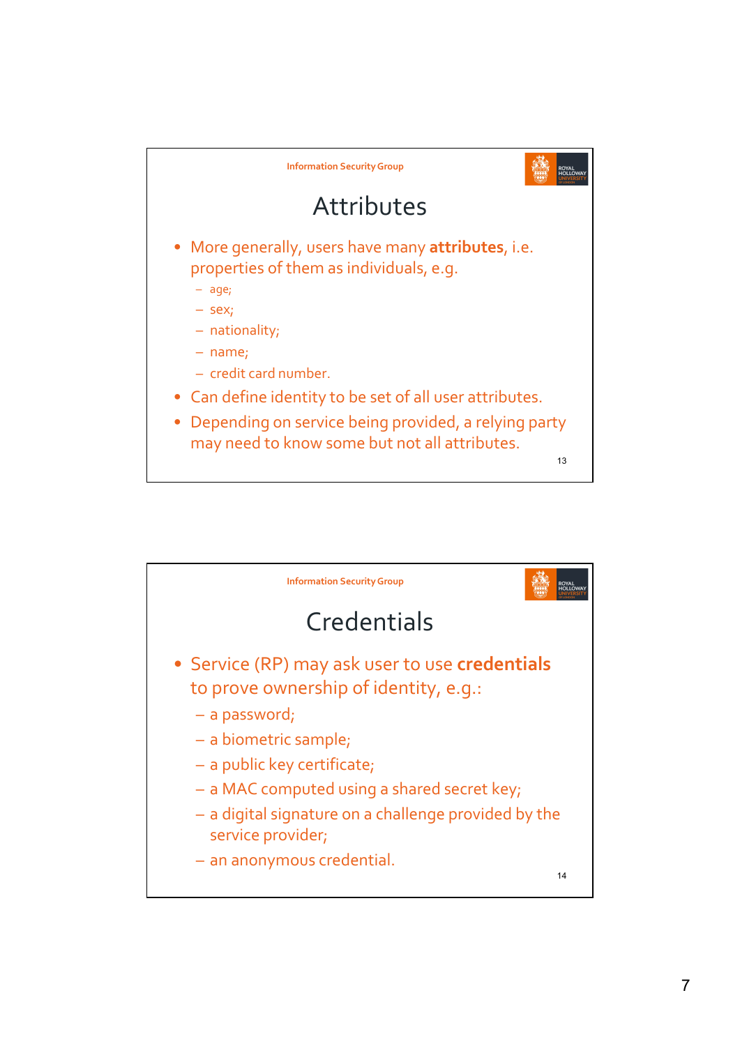## Attributes

- More generally, users have many **attributes**, i.e. properties of them as individuals, e.g.
  - age;
  - sex;
  - nationality;
  - name;
  - credit card number.
- Can define identity to be set of all user attributes.
- Depending on service being provided, a relying party may need to know some but not all attributes.

## Credentials

- Service (RP) may ask user to use **credentials** to prove ownership of identity, e.g.:
  - a password;
  - a biometric sample;
  - a public key certificate;
  - a MAC computed using a shared secret key;
  - a digital signature on a challenge provided by the service provider;
  - an anonymous credential.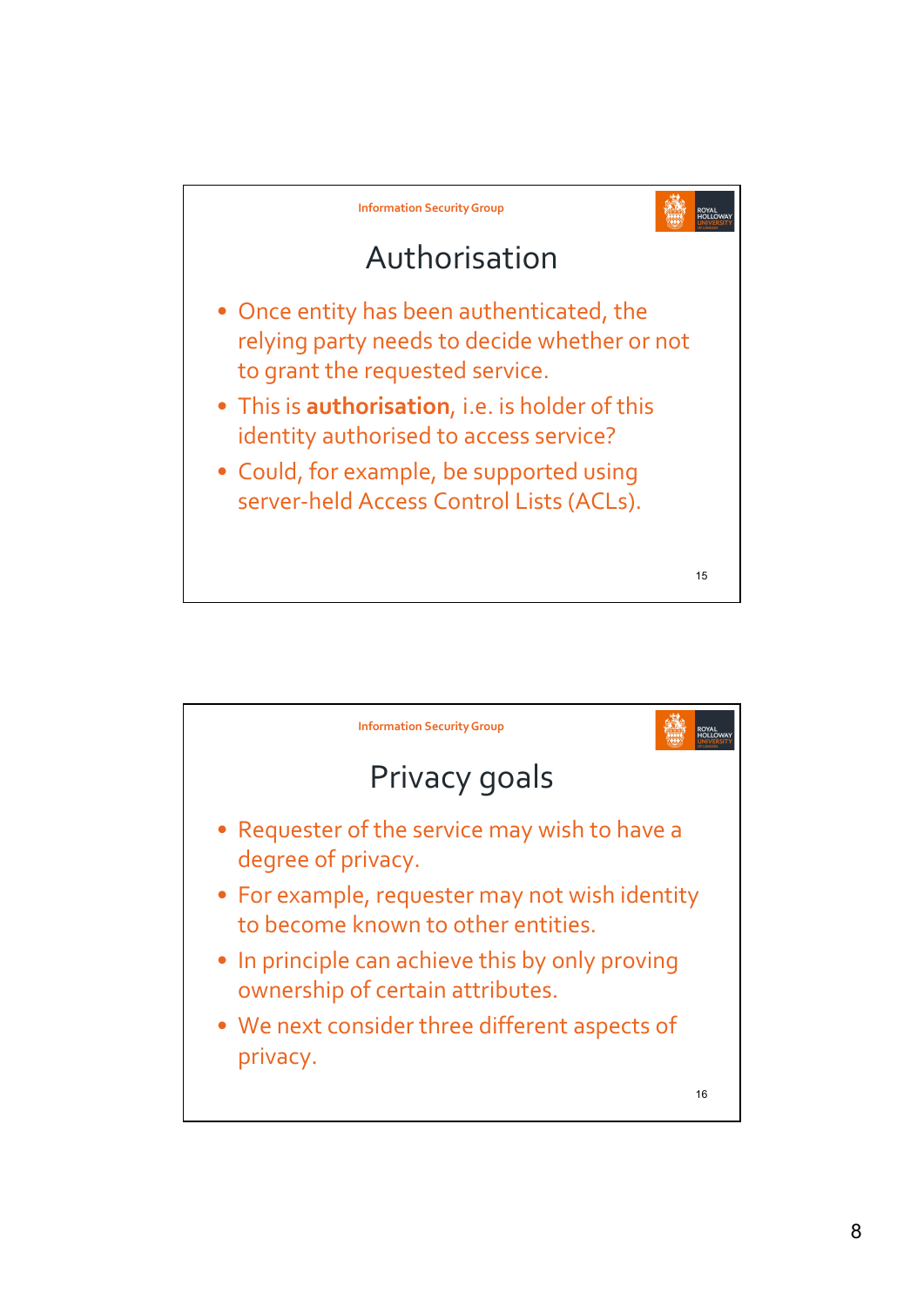## Authorisation

- Once entity has been authenticated, the relying party needs to decide whether or not to grant the requested service.
- This is **authorisation**, i.e. is holder of this identity authorised to access service?
- Could, for example, be supported using server-held Access Control Lists (ACLs).

## Privacy goals

- Requester of the service may wish to have a degree of privacy.
- For example, requester may not wish identity to become known to other entities.
- In principle can achieve this by only proving ownership of certain attributes.
- We next consider three different aspects of privacy.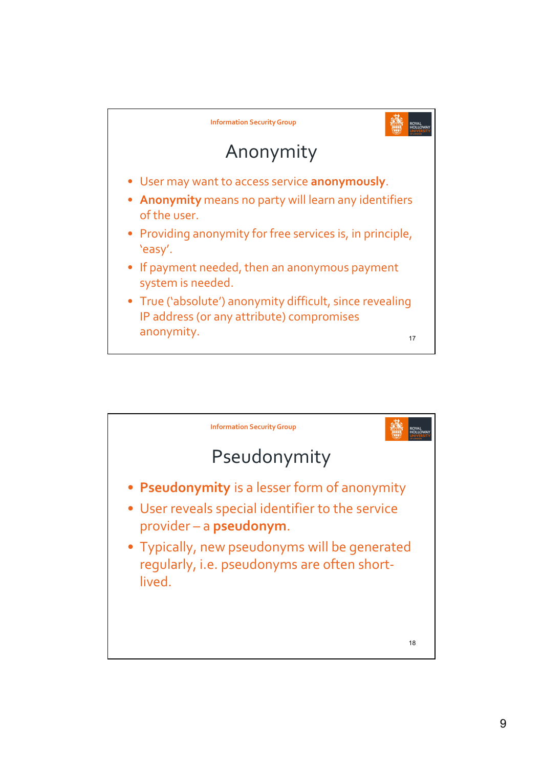## Anonymity

- User may want to access service **anonymously**.
- **Anonymity** means no party will learn any identifiers of the user.
- Providing anonymity for free services is, in principle, 'easy'.
- If payment needed, then an anonymous payment system is needed.
- True ('absolute') anonymity difficult, since revealing IP address (or any attribute) compromises anonymity.

## Pseudonymity

- **Pseudonymity** is a lesser form of anonymity
- User reveals special identifier to the service provider – a **pseudonym**.
- Typically, new pseudonyms will be generated regularly, i.e. pseudonyms are often short-lived.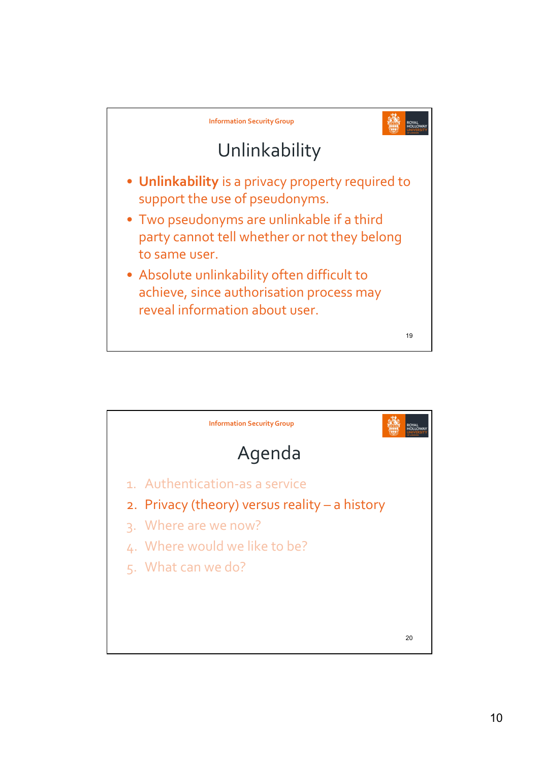## Unlinkability

- **Unlinkability** is a privacy property required to support the use of pseudonyms.
- Two pseudonyms are unlinkable if a third party cannot tell whether or not they belong to same user.
- Absolute unlinkability often difficult to achieve, since authorisation process may reveal information about user.

## Agenda

1. Authentication-as a service
2. Privacy (theory) versus reality – a history
3. Where are we now?
4. Where would we like to be?
5. What can we do?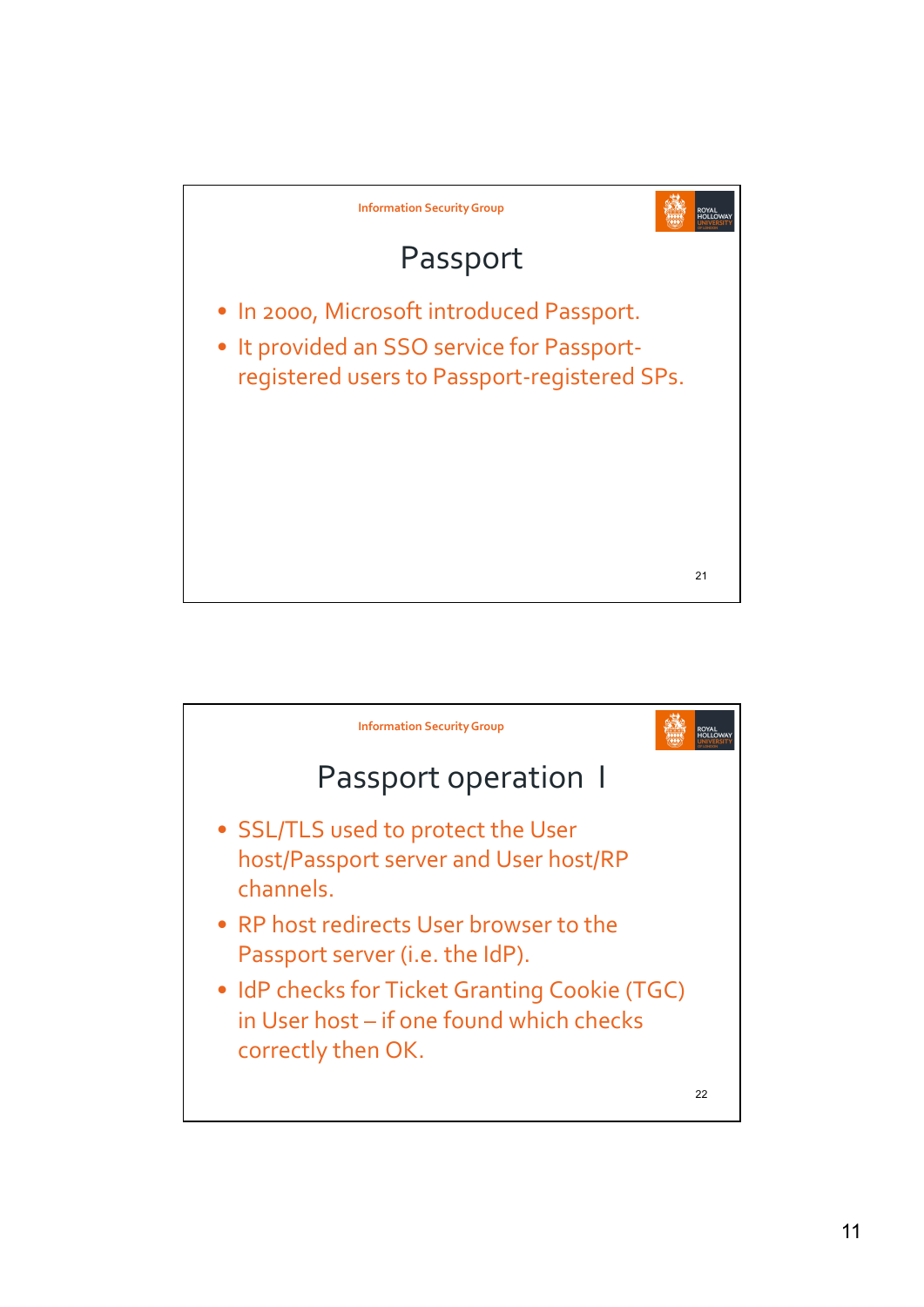## Passport

- In 2000, Microsoft introduced Passport.
- It provided an SSO service for Passport-registered users to Passport-registered SPs.

## Passport operation I

- SSL/TLS used to protect the User host/Passport server and User host/RP channels.
- RP host redirects User browser to the Passport server (i.e. the IdP).
- IdP checks for Ticket Granting Cookie (TGC) in User host – if one found which checks correctly then OK.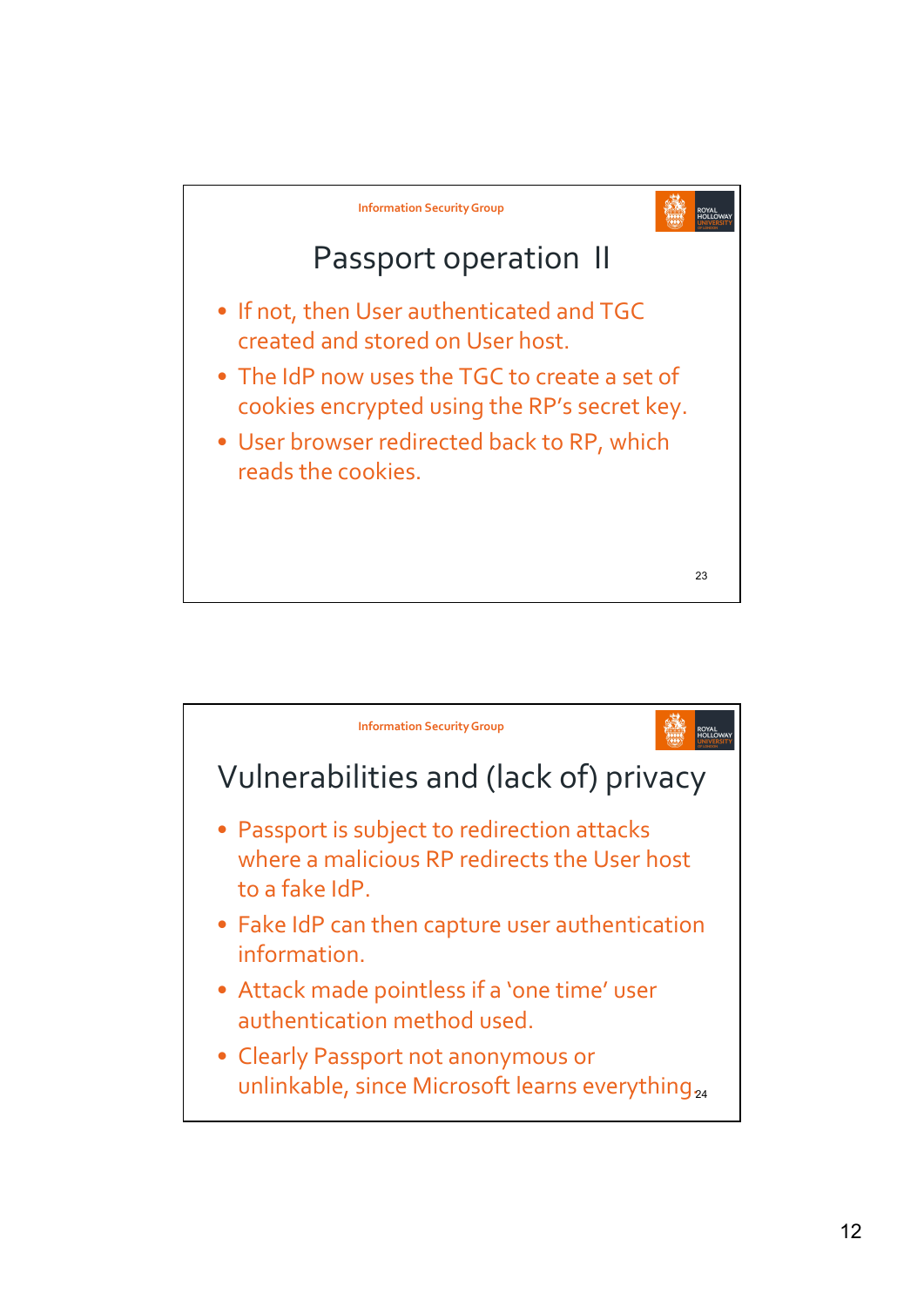## Passport operation II

- If not, then User authenticated and TGC created and stored on User host.
- The IdP now uses the TGC to create a set of cookies encrypted using the RP's secret key.
- User browser redirected back to RP, which reads the cookies.

## Vulnerabilities and (lack of) privacy

- Passport is subject to redirection attacks where a malicious RP redirects the User host to a fake IdP.
- Fake IdP can then capture user authentication information.
- Attack made pointless if a 'one time' user authentication method used.
- Clearly Passport not anonymous or unlinkable, since Microsoft learns everything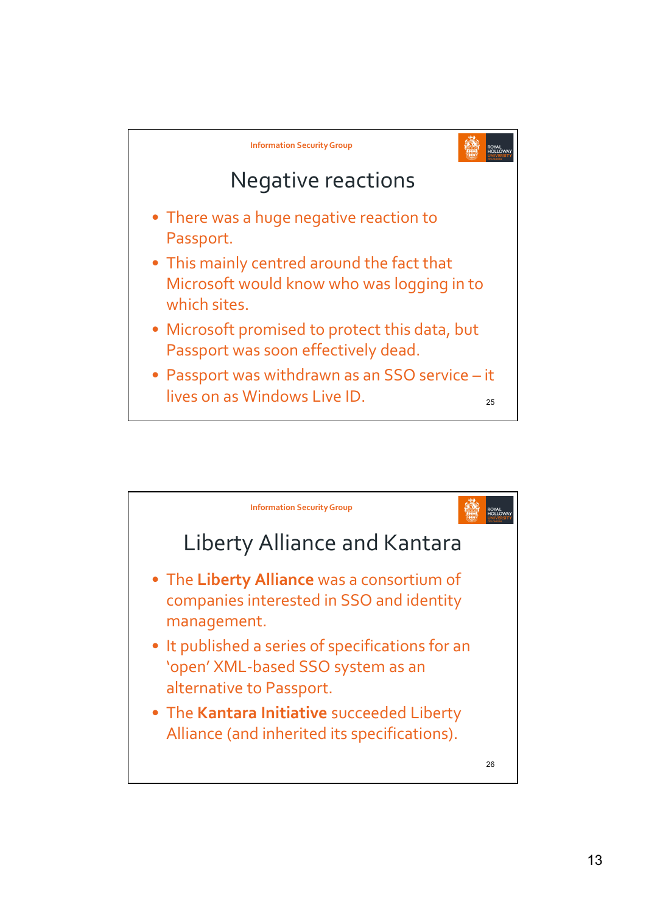## Negative reactions

- There was a huge negative reaction to Passport.
- This mainly centred around the fact that Microsoft would know who was logging in to which sites.
- Microsoft promised to protect this data, but Passport was soon effectively dead.
- Passport was withdrawn as an SSO service – it lives on as Windows Live ID.

## Liberty Alliance and Kantara

- The **Liberty Alliance** was a consortium of companies interested in SSO and identity management.
- It published a series of specifications for an 'open' XML-based SSO system as an alternative to Passport.
- The **Kantara Initiative** succeeded Liberty Alliance (and inherited its specifications).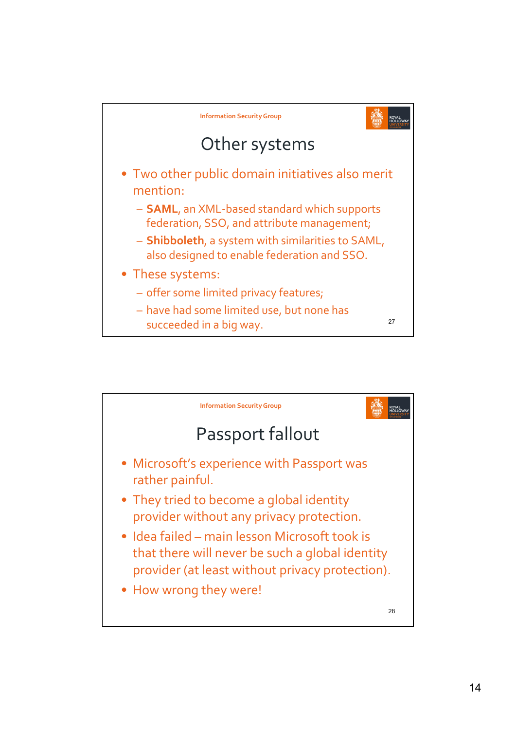## Other systems

- Two other public domain initiatives also merit mention:
  - **SAML**, an XML-based standard which supports federation, SSO, and attribute management;
  - **Shibboleth**, a system with similarities to SAML, also designed to enable federation and SSO.
- These systems:
  - offer some limited privacy features;
  - have had some limited use, but none has succeeded in a big way.

## Passport fallout

- Microsoft's experience with Passport was rather painful.
- They tried to become a global identity provider without any privacy protection.
- Idea failed – main lesson Microsoft took is that there will never be such a global identity provider (at least without privacy protection).
- How wrong they were!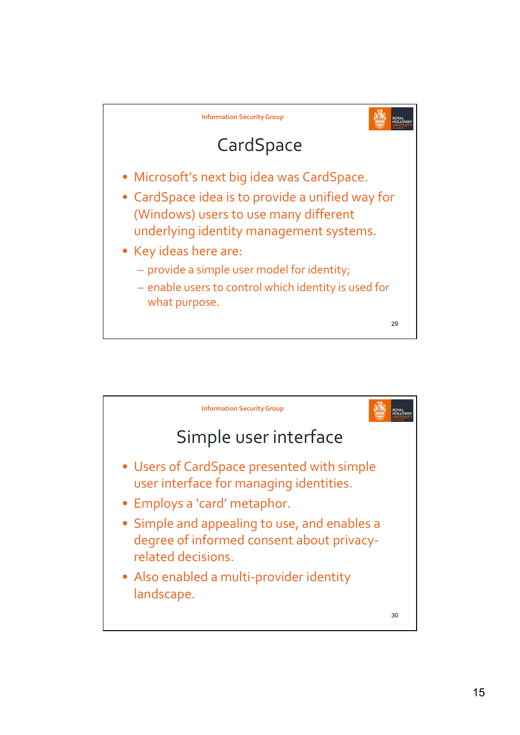## CardSpace

- Microsoft's next big idea was CardSpace.
- CardSpace idea is to provide a unified way for (Windows) users to use many different underlying identity management systems.
- Key ideas here are:
  - provide a simple user model for identity;
  - enable users to control which identity is used for what purpose.

## Simple user interface

- Users of CardSpace presented with simple user interface for managing identities.
- Employs a 'card' metaphor.
- Simple and appealing to use, and enables a degree of informed consent about privacy-related decisions.
- Also enabled a multi-provider identity landscape.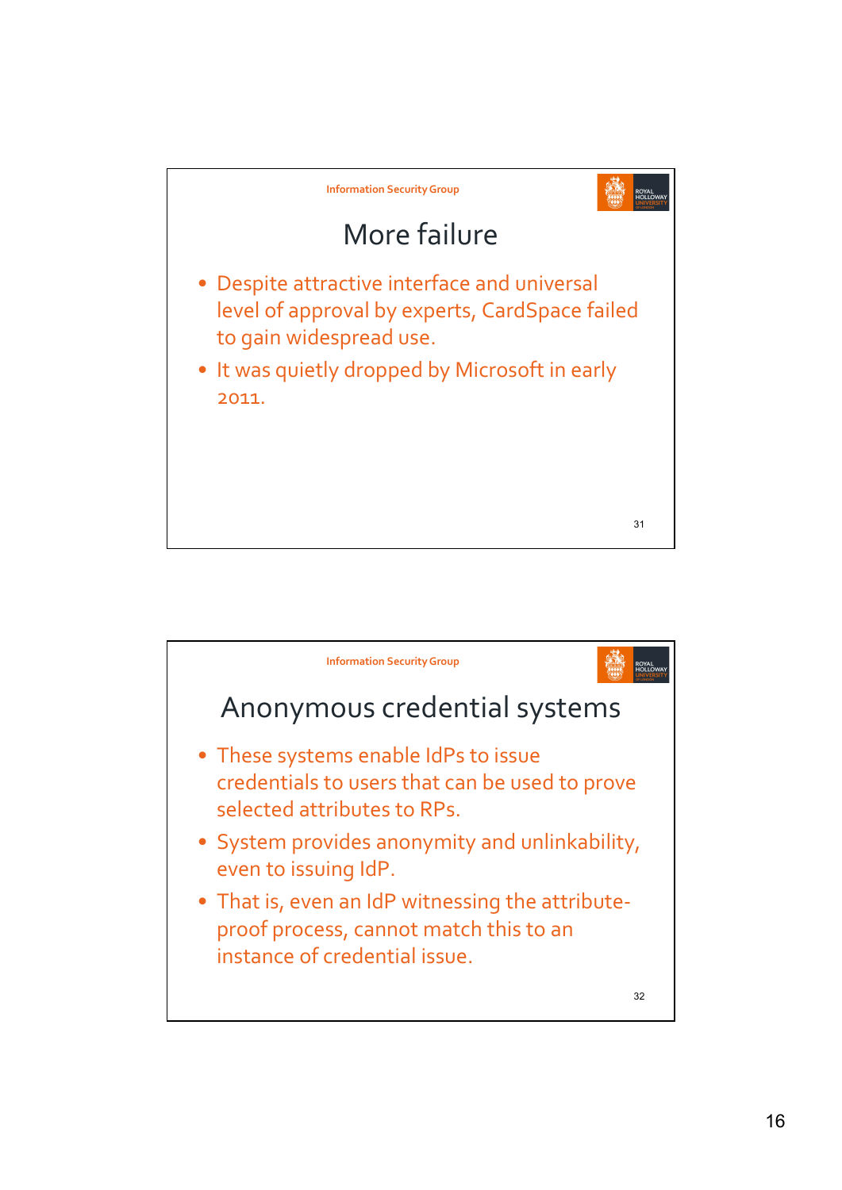## More failure

- Despite attractive interface and universal level of approval by experts, CardSpace failed to gain widespread use.
- It was quietly dropped by Microsoft in early 2011.

## Anonymous credential systems

- These systems enable IdPs to issue credentials to users that can be used to prove selected attributes to RPs.
- System provides anonymity and unlinkability, even to issuing IdP.
- That is, even an IdP witnessing the attribute-proof process, cannot match this to an instance of credential issue.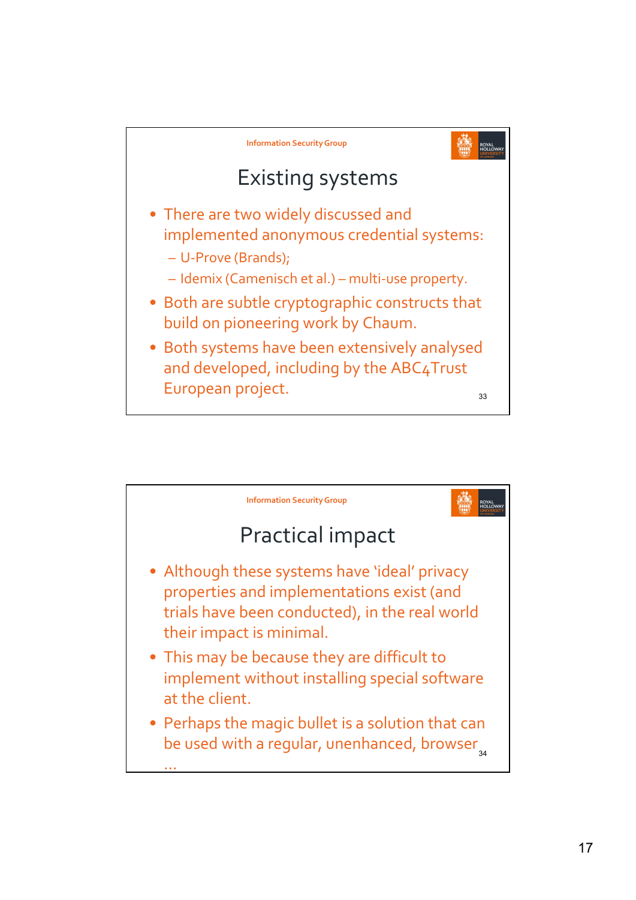## Existing systems

- There are two widely discussed and implemented anonymous credential systems:
  - U-Prove (Brands);
  - Idemix (Camenisch et al.) – multi-use property.
- Both are subtle cryptographic constructs that build on pioneering work by Chaum.
- Both systems have been extensively analysed and developed, including by the ABC4Trust European project.

## Practical impact

- Although these systems have 'ideal' privacy properties and implementations exist (and trials have been conducted), in the real world their impact is minimal.
- This may be because they are difficult to implement without installing special software at the client.
- Perhaps the magic bullet is a solution that can be used with a regular, unenhanced, browser …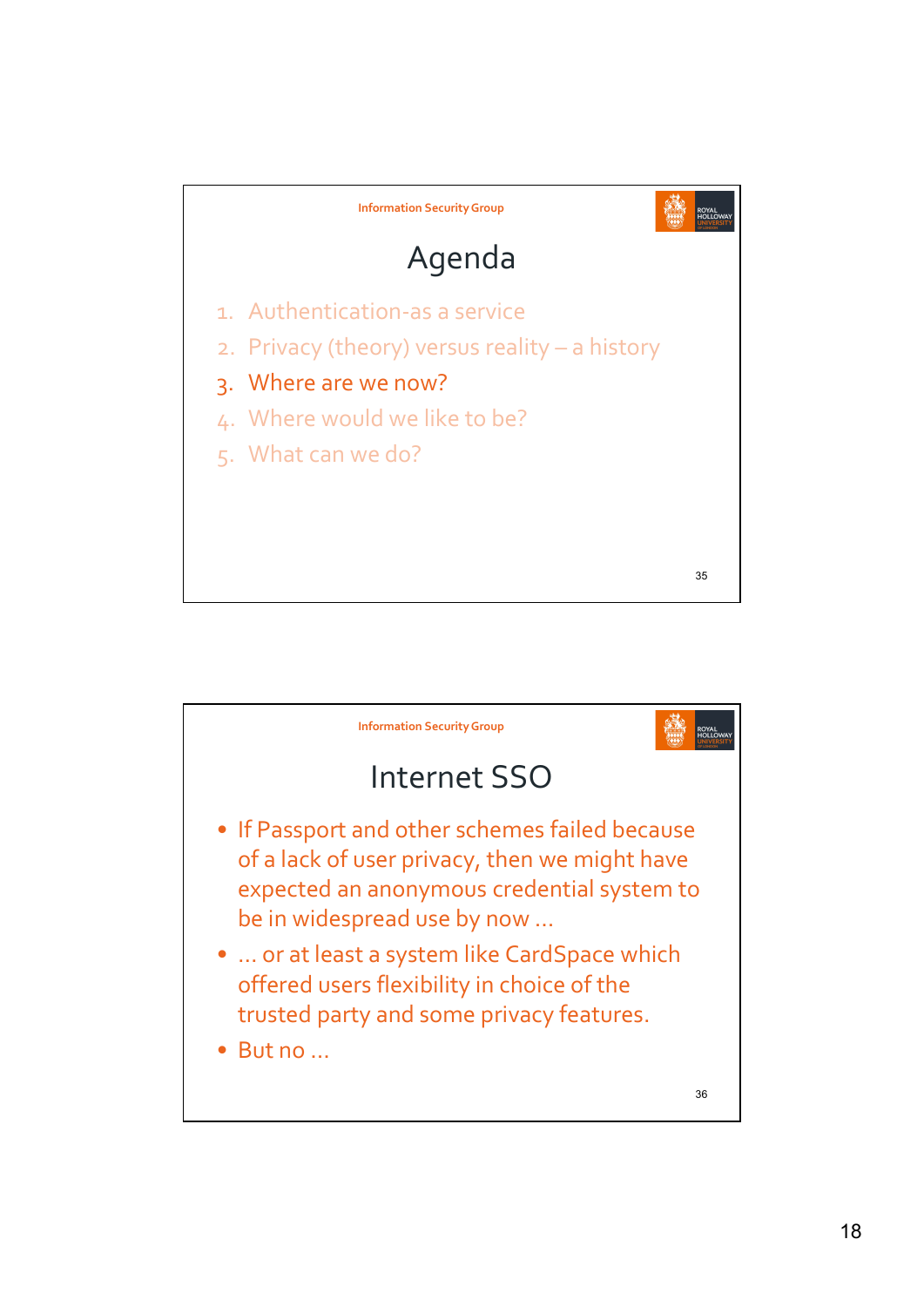## Agenda

1. Authentication-as a service
2. Privacy (theory) versus reality – a history
3. Where are we now?
4. Where would we like to be?
5. What can we do?

## Internet SSO

- If Passport and other schemes failed because of a lack of user privacy, then we might have expected an anonymous credential system to be in widespread use by now …
- … or at least a system like CardSpace which offered users flexibility in choice of the trusted party and some privacy features.
- But no …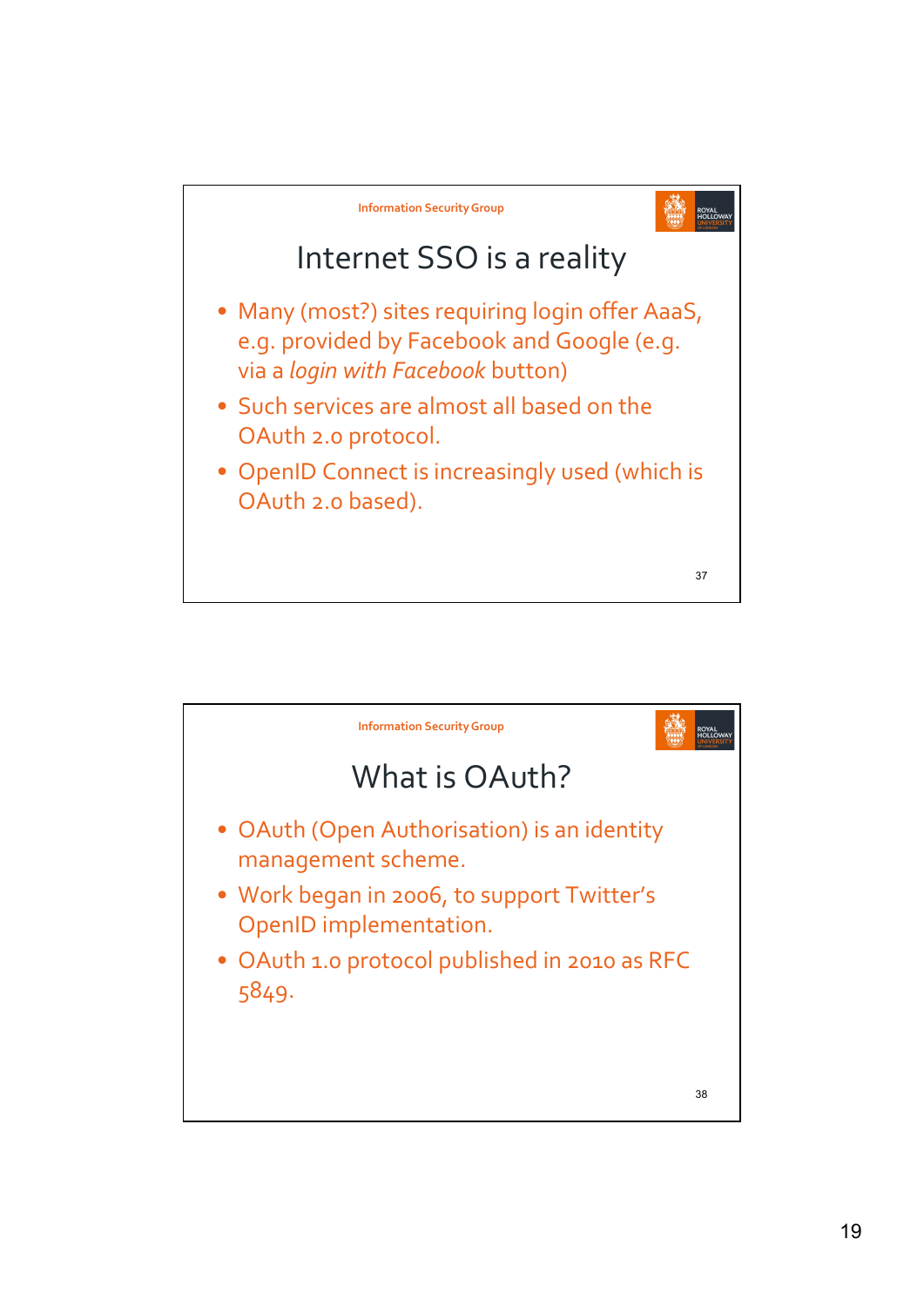## Internet SSO is a reality

- Many (most?) sites requiring login offer AaaS, e.g. provided by Facebook and Google (e.g. via a *login with Facebook* button)
- Such services are almost all based on the OAuth 2.0 protocol.
- OpenID Connect is increasingly used (which is OAuth 2.0 based).

## What is OAuth?

- OAuth (Open Authorisation) is an identity management scheme.
- Work began in 2006, to support Twitter's OpenID implementation.
- OAuth 1.0 protocol published in 2010 as RFC 5849.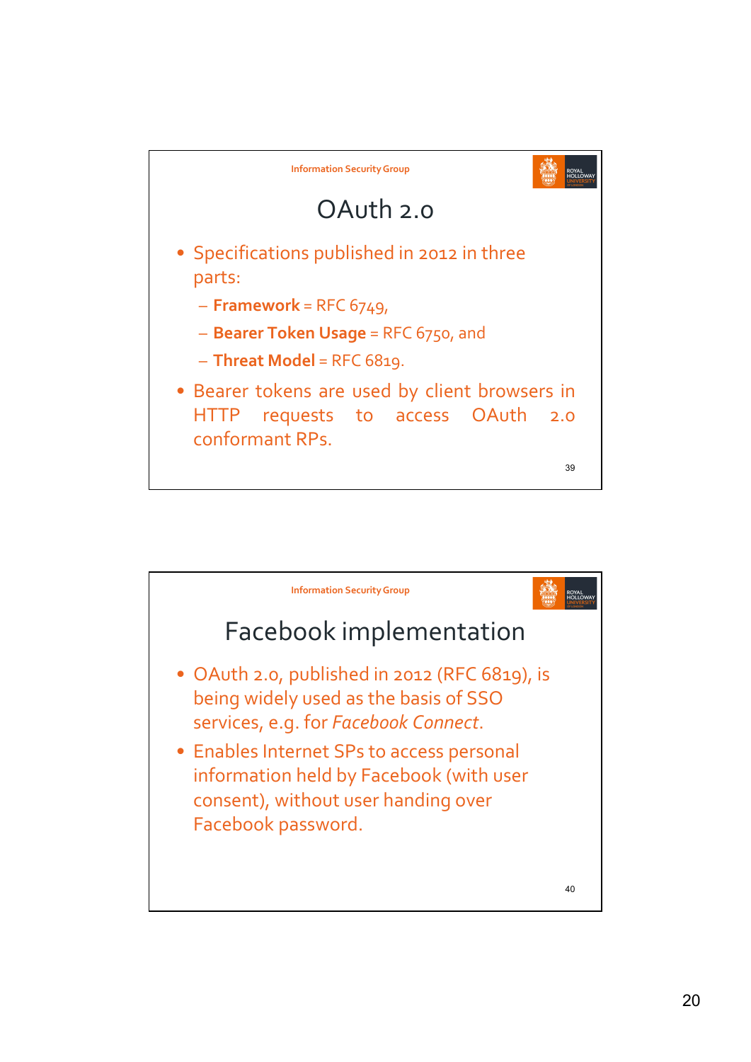## OAuth 2.0

- Specifications published in 2012 in three parts:
  - **Framework** = RFC 6749,
  - **Bearer Token Usage** = RFC 6750, and
  - **Threat Model** = RFC 6819.
- Bearer tokens are used by client browsers in HTTP requests to access OAuth 2.0 conformant RPs.

## Facebook implementation

- OAuth 2.0, published in 2012 (RFC 6819), is being widely used as the basis of SSO services, e.g. for *Facebook Connect*.
- Enables Internet SPs to access personal information held by Facebook (with user consent), without user handing over Facebook password.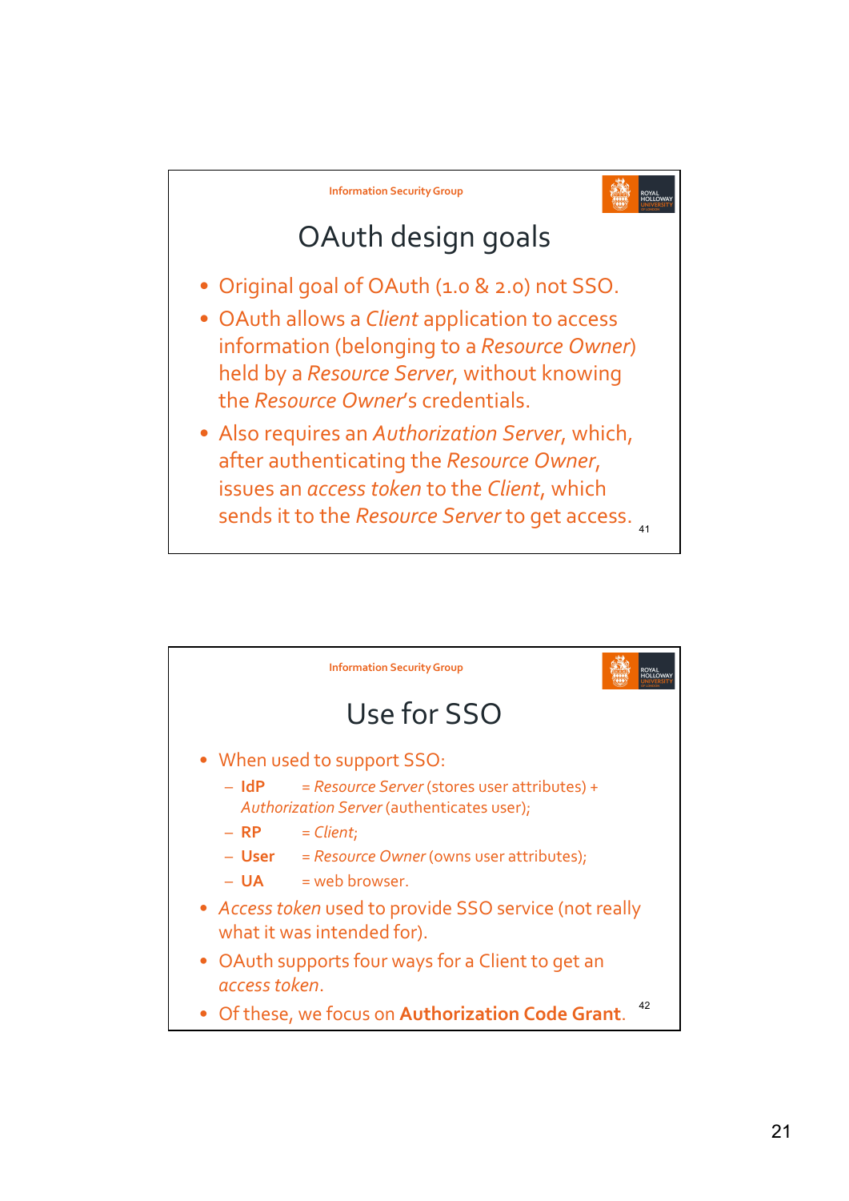## OAuth design goals

- Original goal of OAuth (1.0 & 2.0) not SSO.
- OAuth allows a *Client* application to access information (belonging to a *Resource Owner*) held by a *Resource Server*, without knowing the *Resource Owner*'s credentials.
- Also requires an *Authorization Server*, which, after authenticating the *Resource Owner*, issues an *access token* to the *Client*, which sends it to the *Resource Server* to get access.

## Use for SSO

- When used to support SSO:
  - **IdP** = *Resource Server* (stores user attributes) + *Authorization Server* (authenticates user);
  - **RP** = *Client*;
  - **User** = *Resource Owner* (owns user attributes);
  - **UA** = web browser.
- *Access token* used to provide SSO service (not really what it was intended for).
- OAuth supports four ways for a Client to get an *access token*.
- Of these, we focus on **Authorization Code Grant**.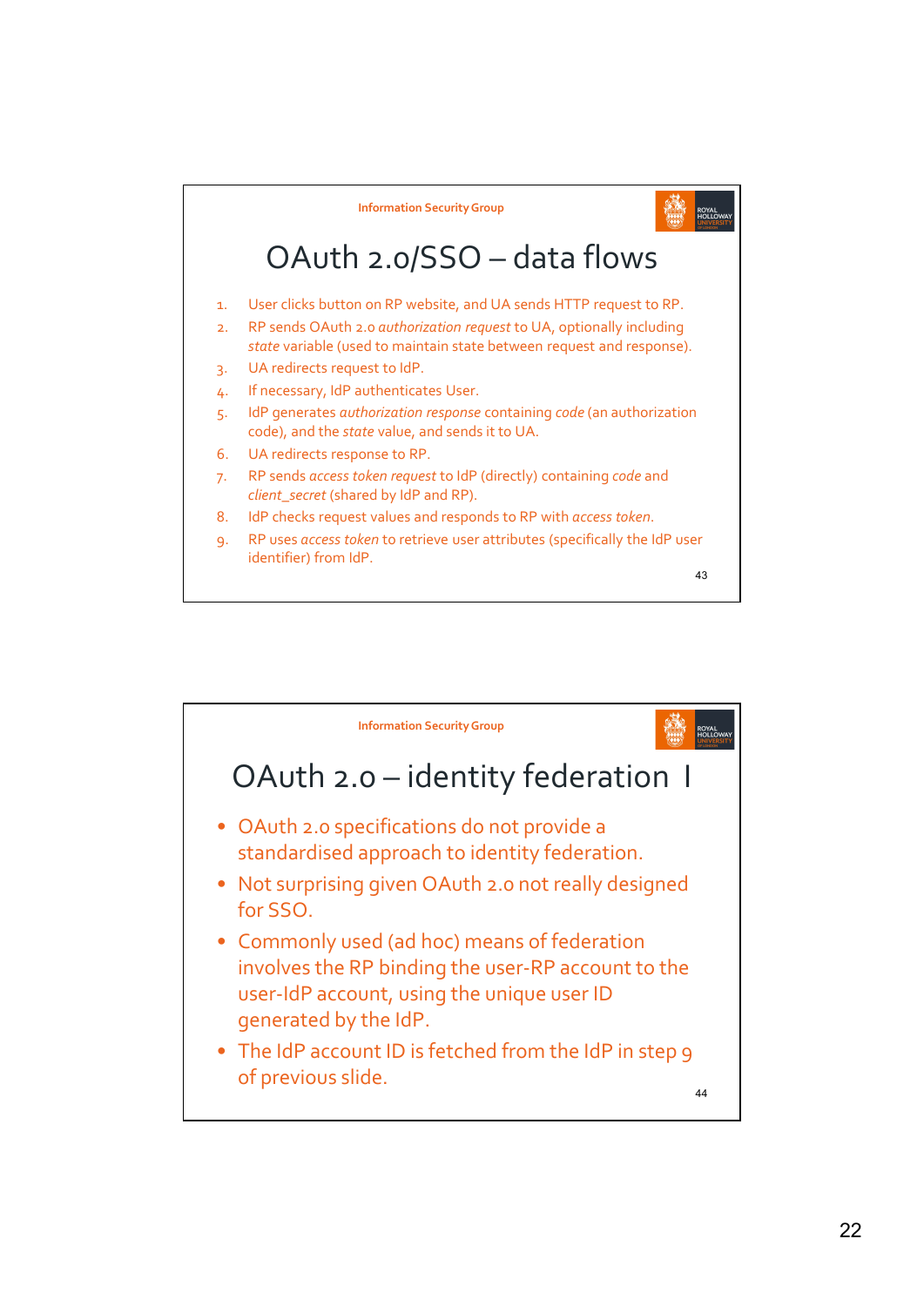## OAuth 2.0/SSO – data flows

1. User clicks button on RP website, and UA sends HTTP request to RP.
2. RP sends OAuth 2.0 *authorization request* to UA, optionally including *state* variable (used to maintain state between request and response).
3. UA redirects request to IdP.
4. If necessary, IdP authenticates User.
5. IdP generates *authorization response* containing *code* (an authorization code), and the *state* value, and sends it to UA.
6. UA redirects response to RP.
7. RP sends *access token request* to IdP (directly) containing *code* and *client_secret* (shared by IdP and RP).
8. IdP checks request values and responds to RP with *access token*.
9. RP uses *access token* to retrieve user attributes (specifically the IdP user identifier) from IdP.

## OAuth 2.0 – identity federation I

- OAuth 2.0 specifications do not provide a standardised approach to identity federation.
- Not surprising given OAuth 2.0 not really designed for SSO.
- Commonly used (ad hoc) means of federation involves the RP binding the user-RP account to the user-IdP account, using the unique user ID generated by the IdP.
- The IdP account ID is fetched from the IdP in step 9 of previous slide.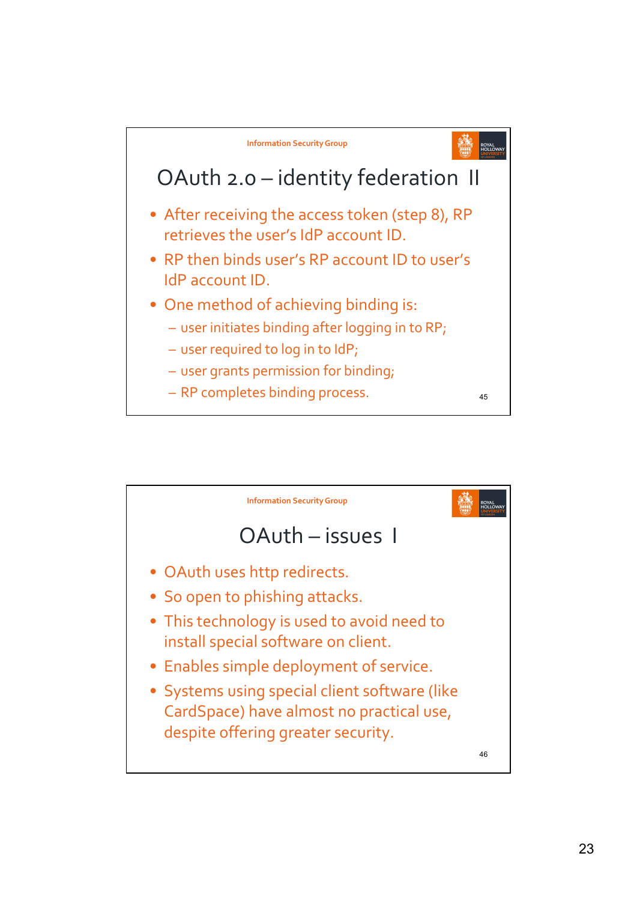## OAuth 2.0 – identity federation II

- After receiving the access token (step 8), RP retrieves the user's IdP account ID.
- RP then binds user's RP account ID to user's IdP account ID.
- One method of achieving binding is:
  - user initiates binding after logging in to RP;
  - user required to log in to IdP;
  - user grants permission for binding;
  - RP completes binding process.

## OAuth – issues I

- OAuth uses http redirects.
- So open to phishing attacks.
- This technology is used to avoid need to install special software on client.
- Enables simple deployment of service.
- Systems using special client software (like CardSpace) have almost no practical use, despite offering greater security.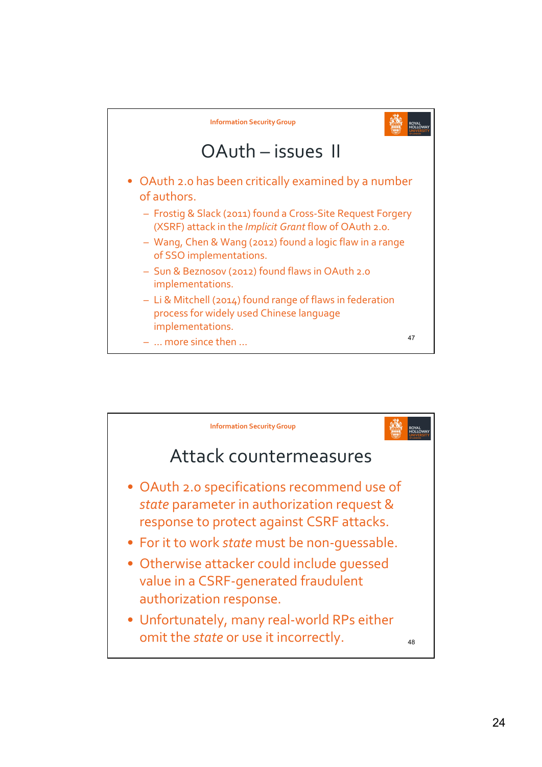## OAuth – issues II

- OAuth 2.0 has been critically examined by a number of authors.
  - Frostig & Slack (2011) found a Cross-Site Request Forgery (XSRF) attack in the *Implicit Grant* flow of OAuth 2.0.
  - Wang, Chen & Wang (2012) found a logic flaw in a range of SSO implementations.
  - Sun & Beznosov (2012) found flaws in OAuth 2.0 implementations.
  - Li & Mitchell (2014) found range of flaws in federation process for widely used Chinese language implementations.
  - ... more since then ...

## Attack countermeasures

- OAuth 2.0 specifications recommend use of *state* parameter in authorization request & response to protect against CSRF attacks.
- For it to work *state* must be non-guessable.
- Otherwise attacker could include guessed value in a CSRF-generated fraudulent authorization response.
- Unfortunately, many real-world RPs either omit the *state* or use it incorrectly.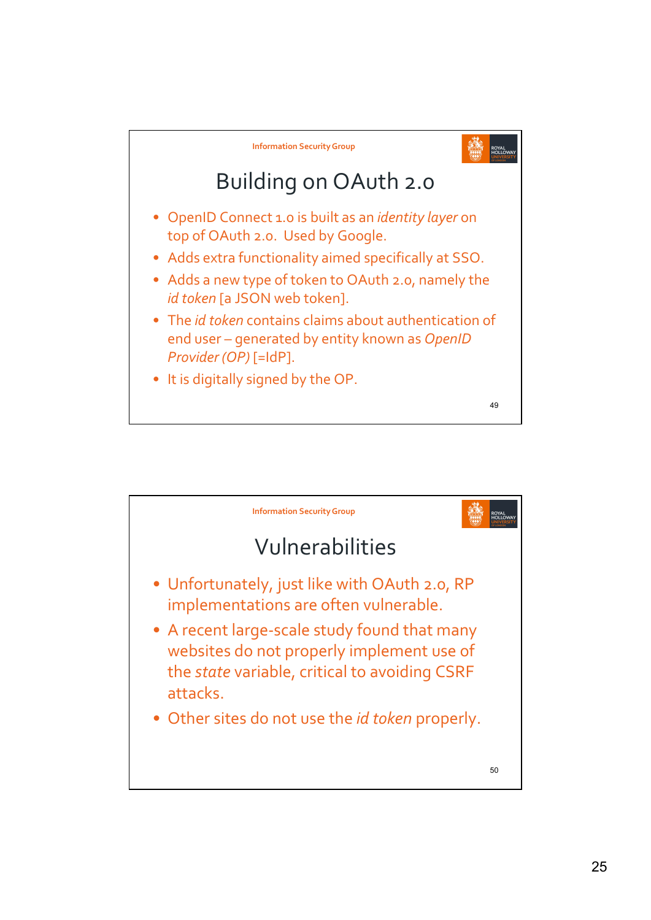## Building on OAuth 2.0

- OpenID Connect 1.0 is built as an *identity layer* on top of OAuth 2.0. Used by Google.
- Adds extra functionality aimed specifically at SSO.
- Adds a new type of token to OAuth 2.0, namely the *id token* [a JSON web token].
- The *id token* contains claims about authentication of end user – generated by entity known as *OpenID Provider (OP)* [=IdP].
- It is digitally signed by the OP.

## Vulnerabilities

- Unfortunately, just like with OAuth 2.0, RP implementations are often vulnerable.
- A recent large-scale study found that many websites do not properly implement use of the *state* variable, critical to avoiding CSRF attacks.
- Other sites do not use the *id token* properly.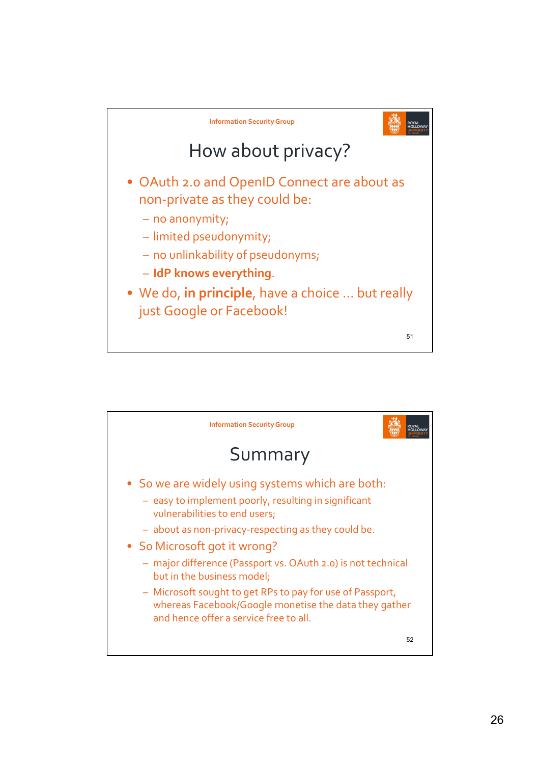## How about privacy?

- OAuth 2.0 and OpenID Connect are about as non-private as they could be:
  - no anonymity;
  - limited pseudonymity;
  - no unlinkability of pseudonyms;
  - **IdP knows everything**.
- We do, **in principle**, have a choice … but really just Google or Facebook!

## Summary

- So we are widely using systems which are both:
  - easy to implement poorly, resulting in significant vulnerabilities to end users;
  - about as non-privacy-respecting as they could be.
- So Microsoft got it wrong?
  - major difference (Passport vs. OAuth 2.0) is not technical but in the business model;
  - Microsoft sought to get RPs to pay for use of Passport, whereas Facebook/Google monetise the data they gather and hence offer a service free to all.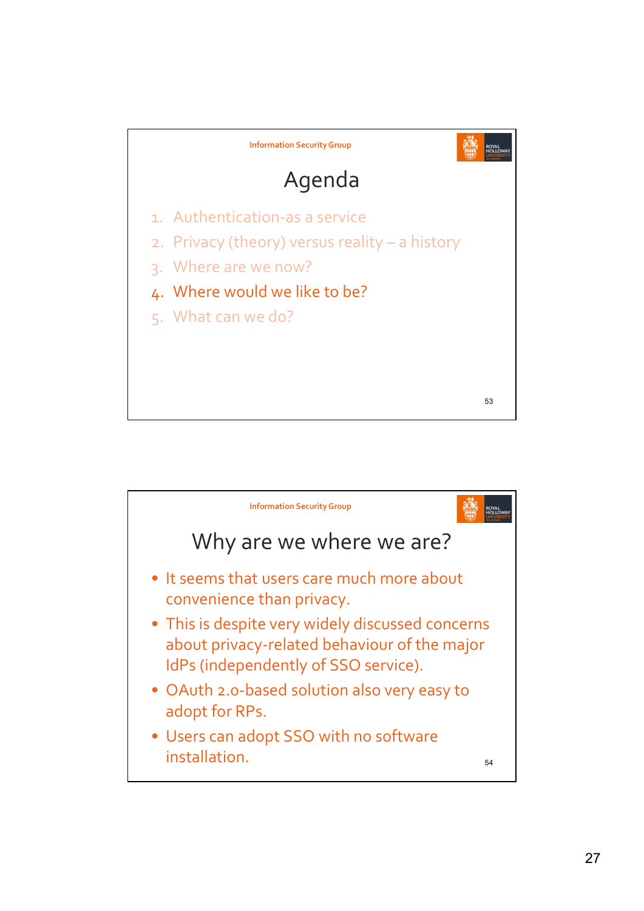## Agenda

1. Authentication-as a service
2. Privacy (theory) versus reality – a history
3. Where are we now?
4. Where would we like to be?
5. What can we do?

## Why are we where we are?

- It seems that users care much more about convenience than privacy.
- This is despite very widely discussed concerns about privacy-related behaviour of the major IdPs (independently of SSO service).
- OAuth 2.0-based solution also very easy to adopt for RPs.
- Users can adopt SSO with no software installation.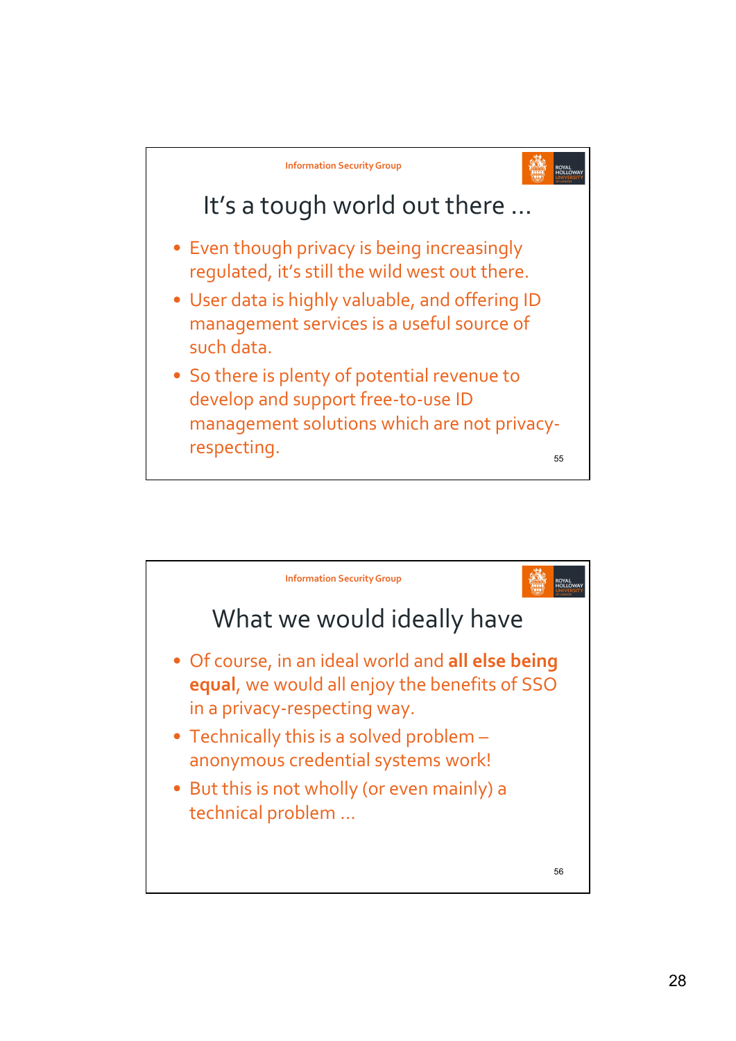## It's a tough world out there …

- Even though privacy is being increasingly regulated, it's still the wild west out there.
- User data is highly valuable, and offering ID management services is a useful source of such data.
- So there is plenty of potential revenue to develop and support free-to-use ID management solutions which are not privacy-respecting.

## What we would ideally have

- Of course, in an ideal world and **all else being equal**, we would all enjoy the benefits of SSO in a privacy-respecting way.
- Technically this is a solved problem – anonymous credential systems work!
- But this is not wholly (or even mainly) a technical problem …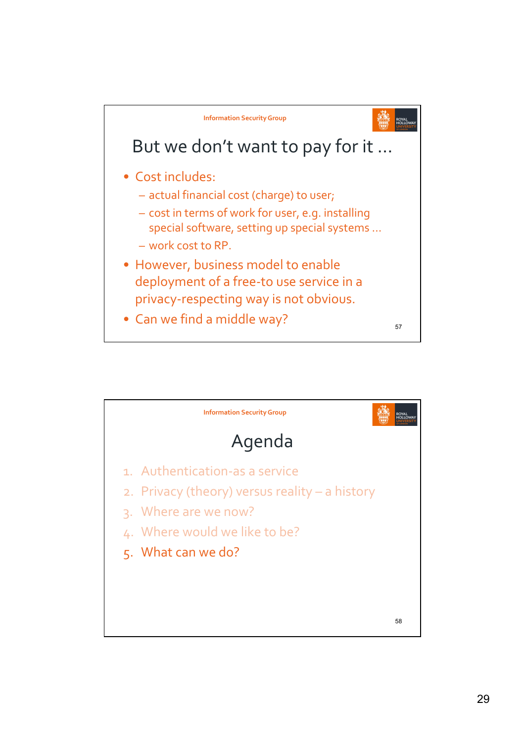## But we don't want to pay for it ...

- Cost includes:
  - actual financial cost (charge) to user;
  - cost in terms of work for user, e.g. installing special software, setting up special systems ...
  - work cost to RP.
- However, business model to enable deployment of a free-to use service in a privacy-respecting way is not obvious.
- Can we find a middle way?

## Agenda

1. Authentication-as a service
2. Privacy (theory) versus reality – a history
3. Where are we now?
4. Where would we like to be?
5. What can we do?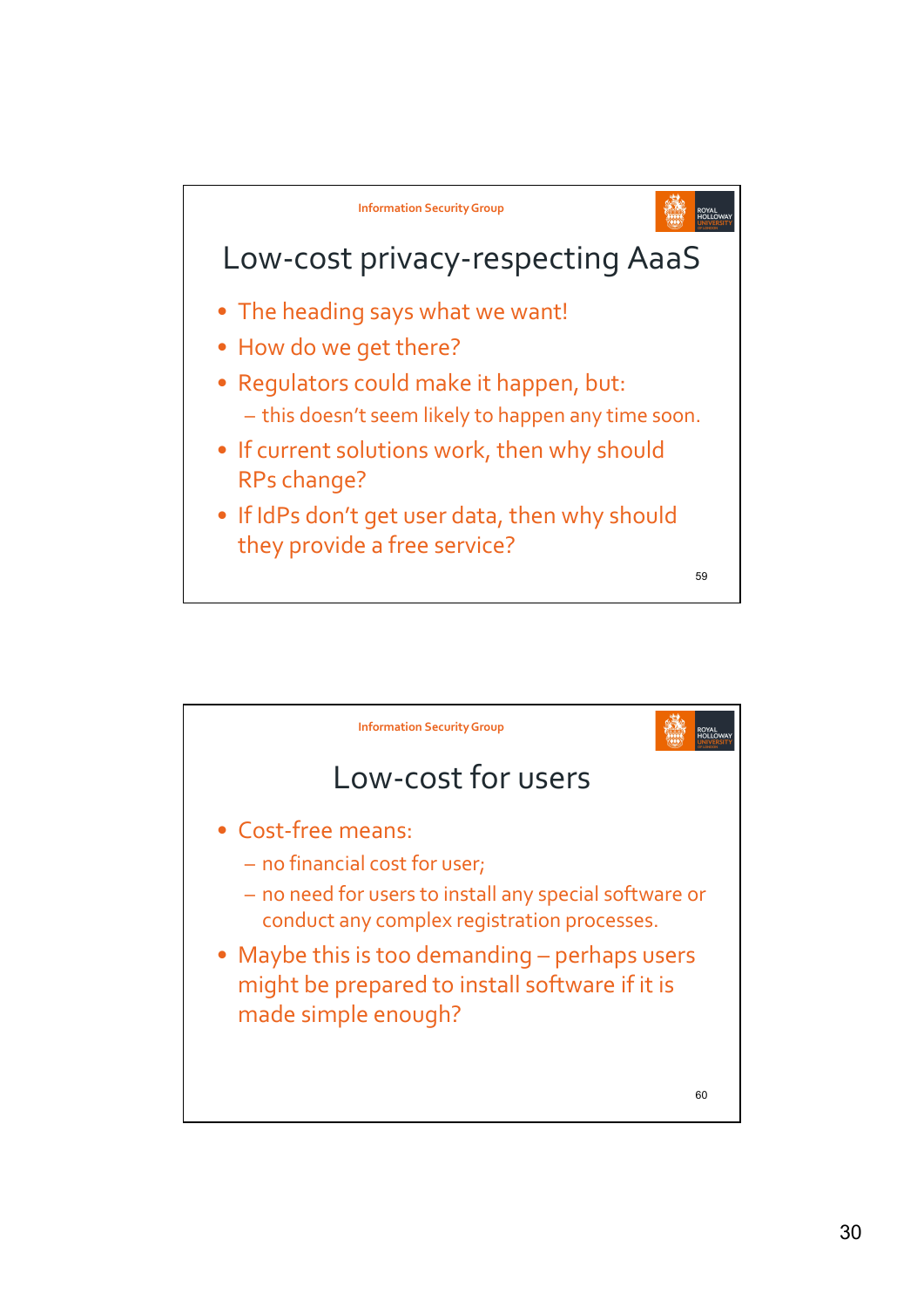## Low-cost privacy-respecting AaaS

- The heading says what we want!
- How do we get there?
- Regulators could make it happen, but:
  - this doesn't seem likely to happen any time soon.
- If current solutions work, then why should RPs change?
- If IdPs don't get user data, then why should they provide a free service?

## Low-cost for users

- Cost-free means:
  - no financial cost for user;
  - no need for users to install any special software or conduct any complex registration processes.
- Maybe this is too demanding – perhaps users might be prepared to install software if it is made simple enough?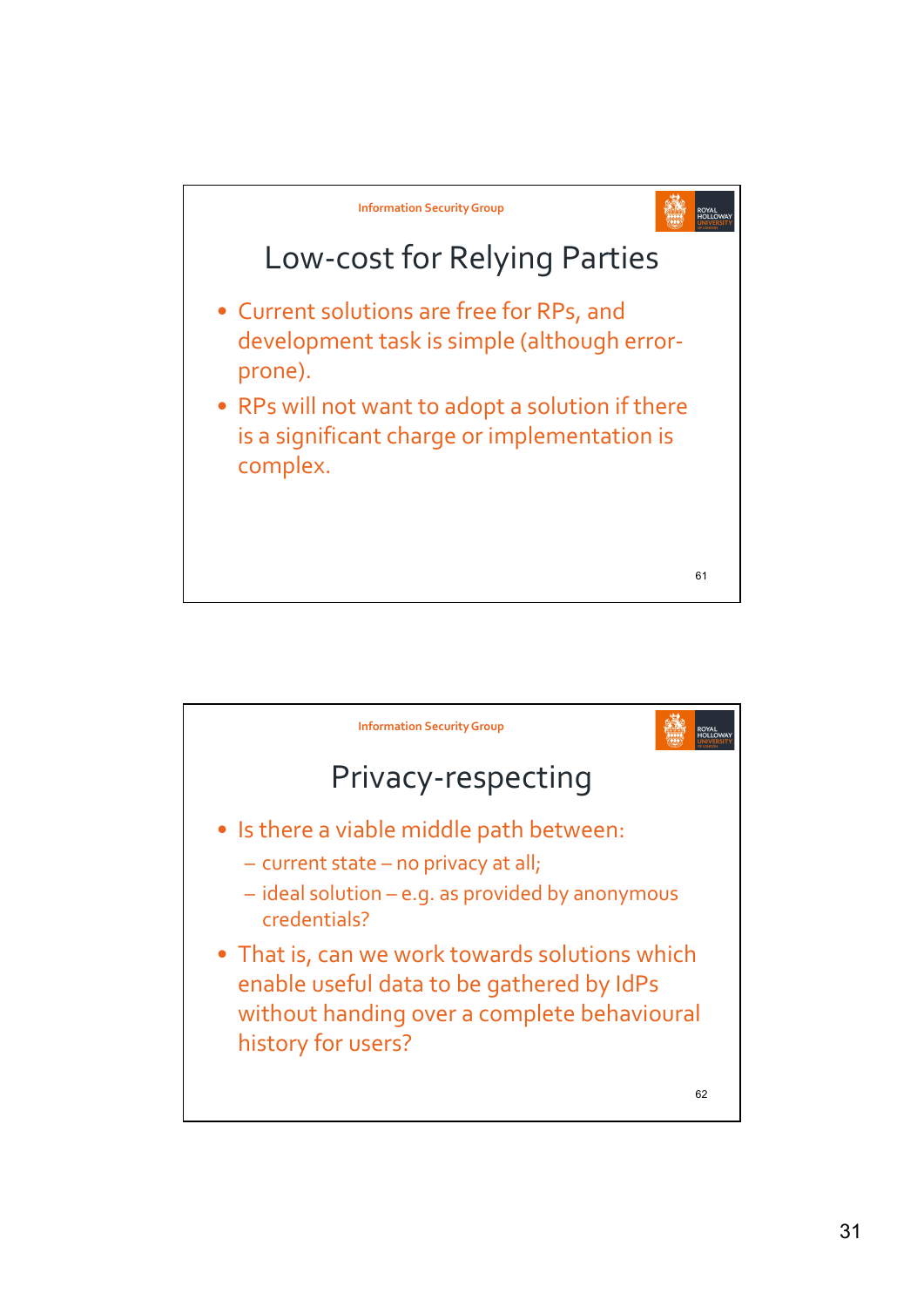## Low-cost for Relying Parties

- Current solutions are free for RPs, and development task is simple (although error-prone).
- RPs will not want to adopt a solution if there is a significant charge or implementation is complex.

## Privacy-respecting

- Is there a viable middle path between:
  - current state – no privacy at all;
  - ideal solution – e.g. as provided by anonymous credentials?
- That is, can we work towards solutions which enable useful data to be gathered by IdPs without handing over a complete behavioural history for users?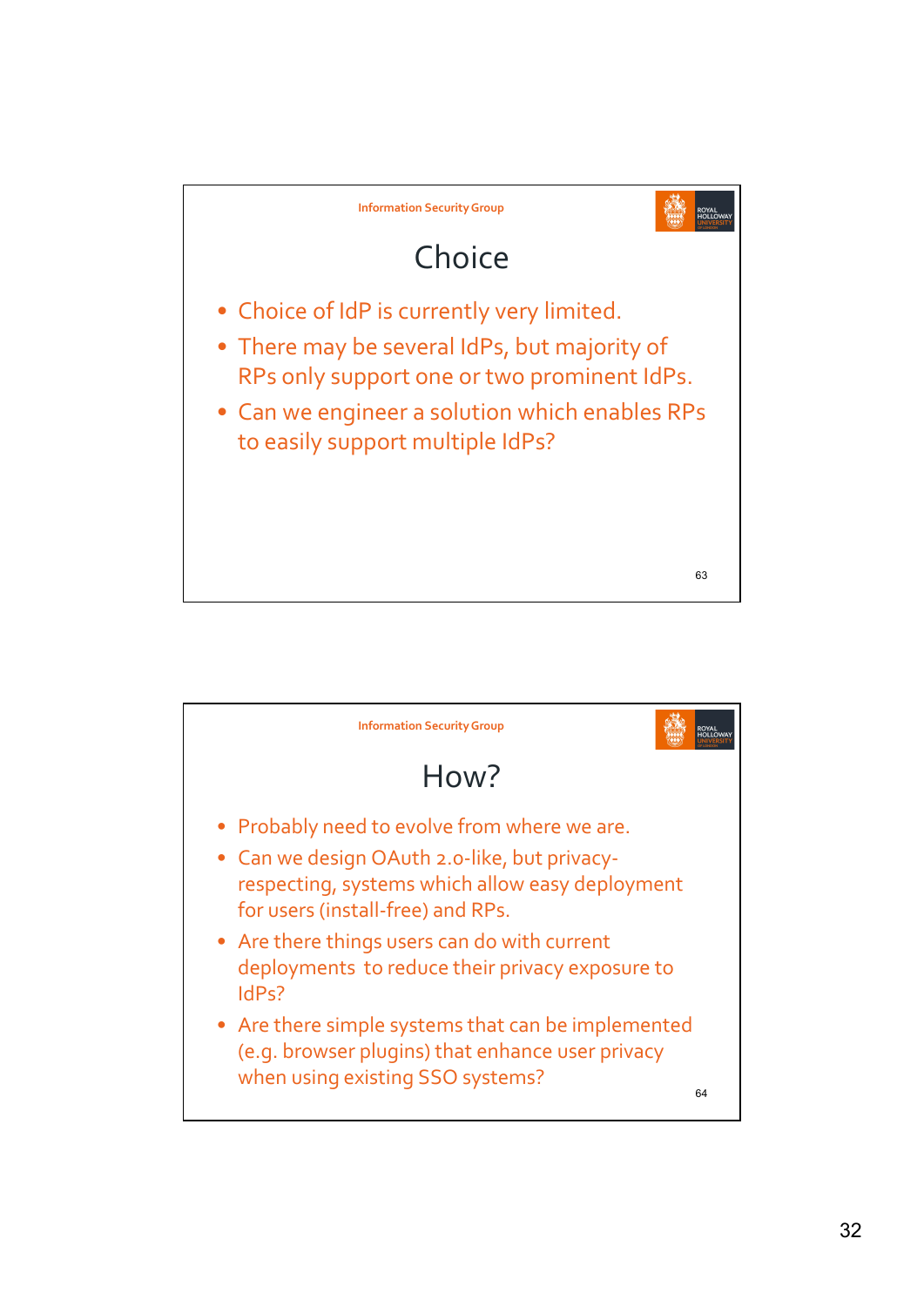## Choice

- Choice of IdP is currently very limited.
- There may be several IdPs, but majority of RPs only support one or two prominent IdPs.
- Can we engineer a solution which enables RPs to easily support multiple IdPs?

## How?

- Probably need to evolve from where we are.
- Can we design OAuth 2.0-like, but privacy-respecting, systems which allow easy deployment for users (install-free) and RPs.
- Are there things users can do with current deployments to reduce their privacy exposure to IdPs?
- Are there simple systems that can be implemented (e.g. browser plugins) that enhance user privacy when using existing SSO systems?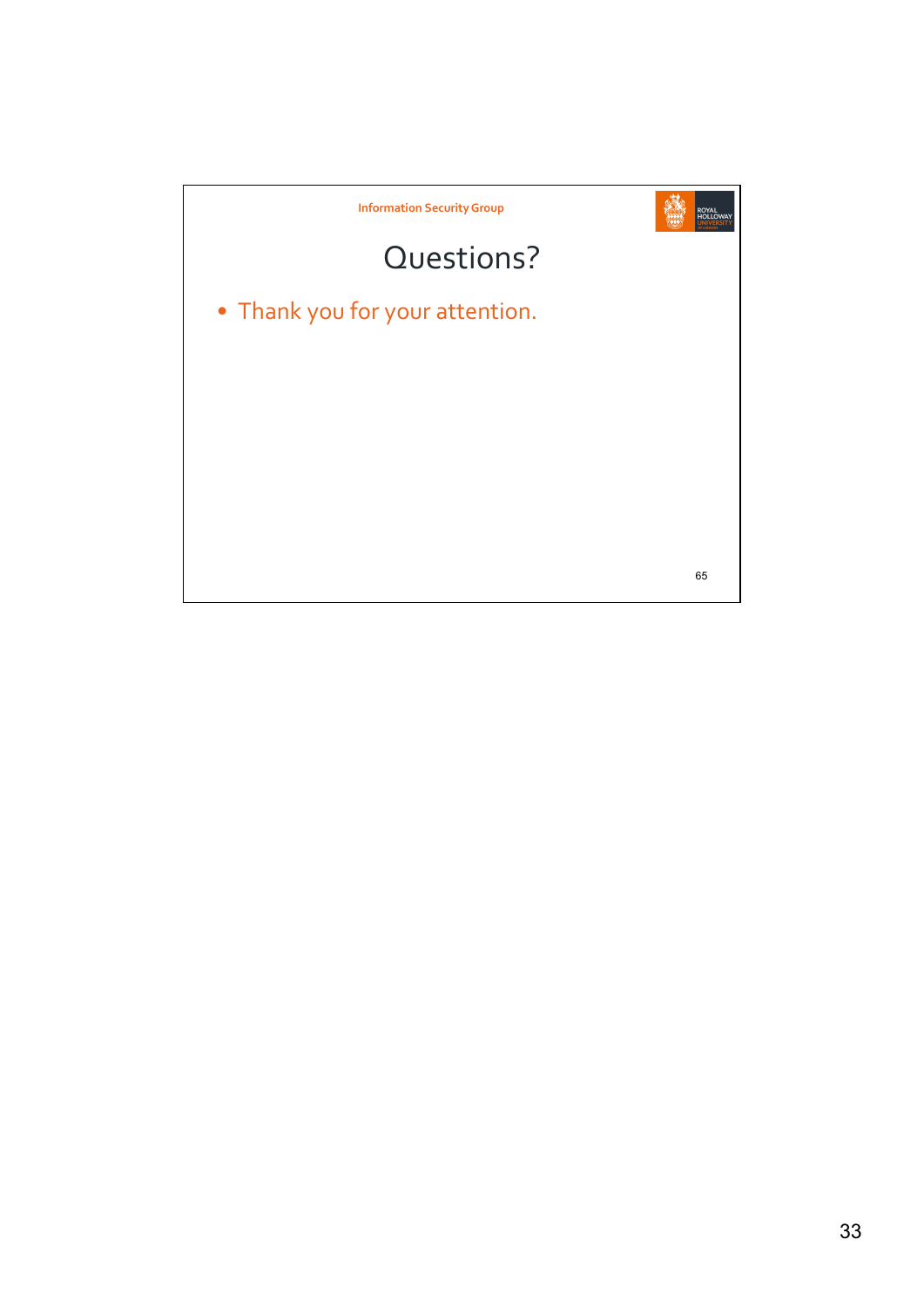Information Security Group

# Questions?

- Thank you for your attention.